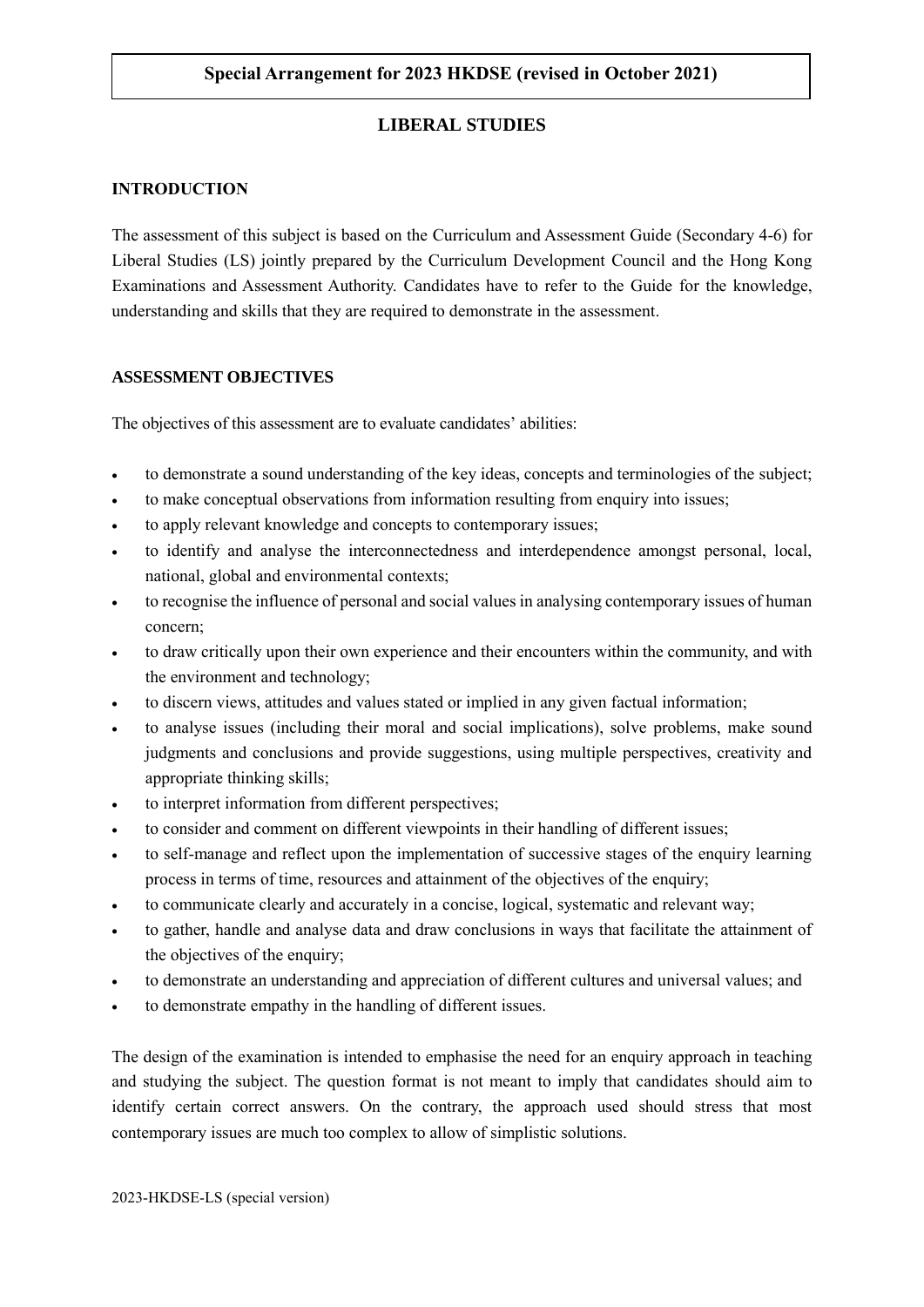**Special Arrangement for 2023 HKDSE (revised in October 2021)**

# LIBERAL STUDIES

## INTRODUCTION

The assessment of this subject is based on the Curriculum and Assessment Guide (Secondary 4-6) for Liberal Studies (LS) jointly prepared by the Curriculum Development Council and the Hong Kong Examinations and Assessment Authority. Candidates have to refer to the Guide for the knowledge, understanding and skills that they are required to demonstrate in the assessment.

## ASSESSMENT OBJECTIVES

The objectives of this assessment are to evaluate candidates' abilities:

- to demonstrate a sound understanding of the key ideas, concepts and terminologies of the subject;
- to make conceptual observations from information resulting from enquiry into issues;
- to apply relevant knowledge and concepts to contemporary issues;
- to identify and analyse the interconnectedness and interdependence amongst personal, local, national, global and environmental contexts;
- to recognise the influence of personal and social values in analysing contemporary issues of human concern;
- to draw critically upon their own experience and their encounters within the community, and with the environment and technology;
- to discern views, attitudes and values stated or implied in any given factual information;
- to analyse issues (including their moral and social implications), solve problems, make sound judgments and conclusions and provide suggestions, using multiple perspectives, creativity and appropriate thinking skills;
- to interpret information from different perspectives;
- to consider and comment on different viewpoints in their handling of different issues;
- to self-manage and reflect upon the implementation of successive stages of the enquiry learning process in terms of time, resources and attainment of the objectives of the enquiry;
- to communicate clearly and accurately in a concise, logical, systematic and relevant way;
- to gather, handle and analyse data and draw conclusions in ways that facilitate the attainment of the objectives of the enquiry;
- to demonstrate an understanding and appreciation of different cultures and universal values; and
- to demonstrate empathy in the handling of different issues.

The design of the examination is intended to emphasise the need for an enquiry approach in teaching and studying the subject. The question format is not meant to imply that candidates should aim to identify certain correct answers. On the contrary, the approach used should stress that most contemporary issues are much too complex to allow of simplistic solutions.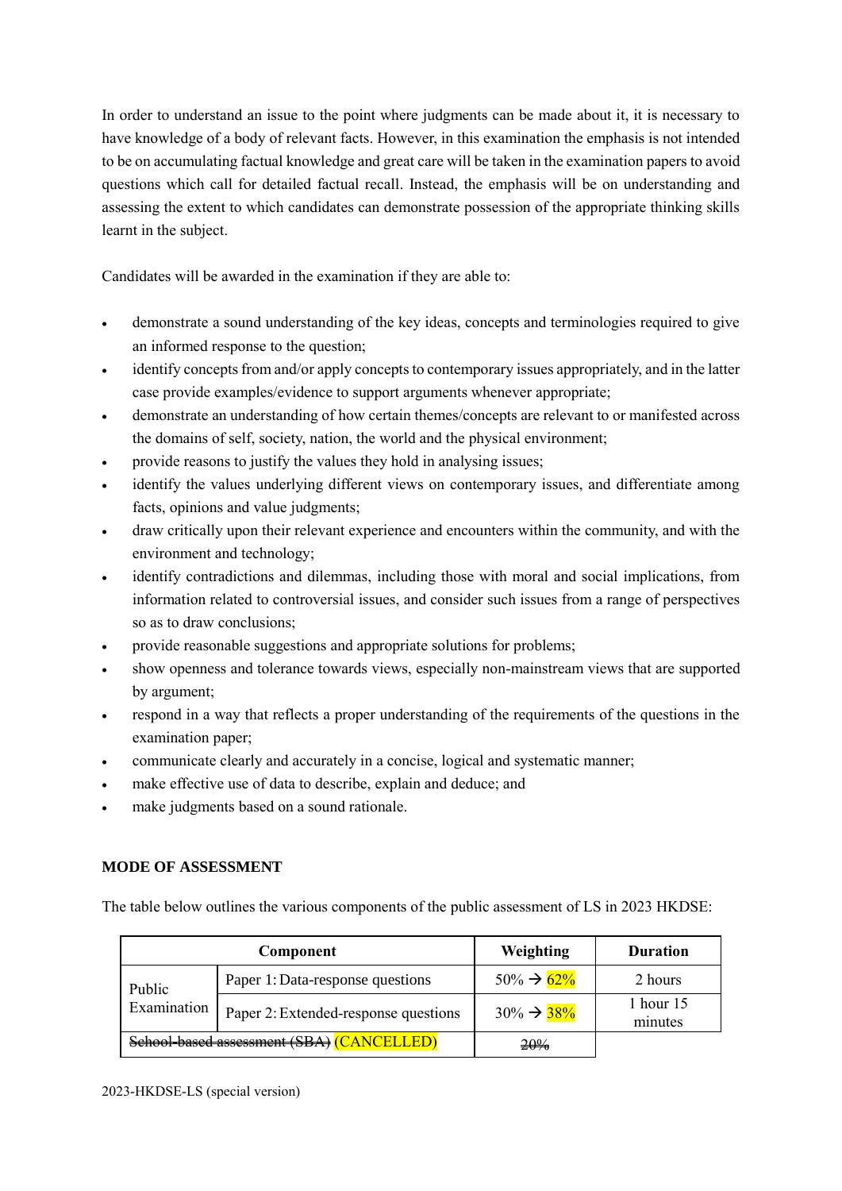In order to understand an issue to the point where judgments can be made about it, it is necessary to have knowledge of a body of relevant facts. However, in this examination the emphasis is not intended to be on accumulating factual knowledge and great care will be taken in the examination papers to avoid questions which call for detailed factual recall. Instead, the emphasis will be on understanding and assessing the extent to which candidates can demonstrate possession of the appropriate thinking skills learnt in the subject.

Candidates will be awarded in the examination if they are able to:

- demonstrate a sound understanding of the key ideas, concepts and terminologies required to give an informed response to the question;
- identify concepts from and/or apply concepts to contemporary issues appropriately, and in the latter case provide examples/evidence to support arguments whenever appropriate;
- demonstrate an understanding of how certain themes/concepts are relevant to or manifested across the domains of self, society, nation, the world and the physical environment;
- provide reasons to justify the values they hold in analysing issues;
- identify the values underlying different views on contemporary issues, and differentiate among facts, opinions and value judgments;
- draw critically upon their relevant experience and encounters within the community, and with the environment and technology;
- identify contradictions and dilemmas, including those with moral and social implications, from information related to controversial issues, and consider such issues from a range of perspectives so as to draw conclusions;
- provide reasonable suggestions and appropriate solutions for problems;
- show openness and tolerance towards views, especially non-mainstream views that are supported by argument;
- respond in a way that reflects a proper understanding of the requirements of the questions in the examination paper;
- communicate clearly and accurately in a concise, logical and systematic manner;
- make effective use of data to describe, explain and deduce; and
- make judgments based on a sound rationale.

**MODE OF ASSESSMENT**

The table below outlines the various components of the public assessment of LS in 2023 HKDSE:

| Component | | Weighting | Duration |
|---|---|---|---|
| Public Examination | Paper 1: Data-response questions | 50% → 62% | 2 hours |
| | Paper 2: Extended-response questions | 30% → 38% | 1 hour 15 minutes |
| ~~School-based assessment (SBA)~~ (CANCELLED) | | ~~20%~~ | |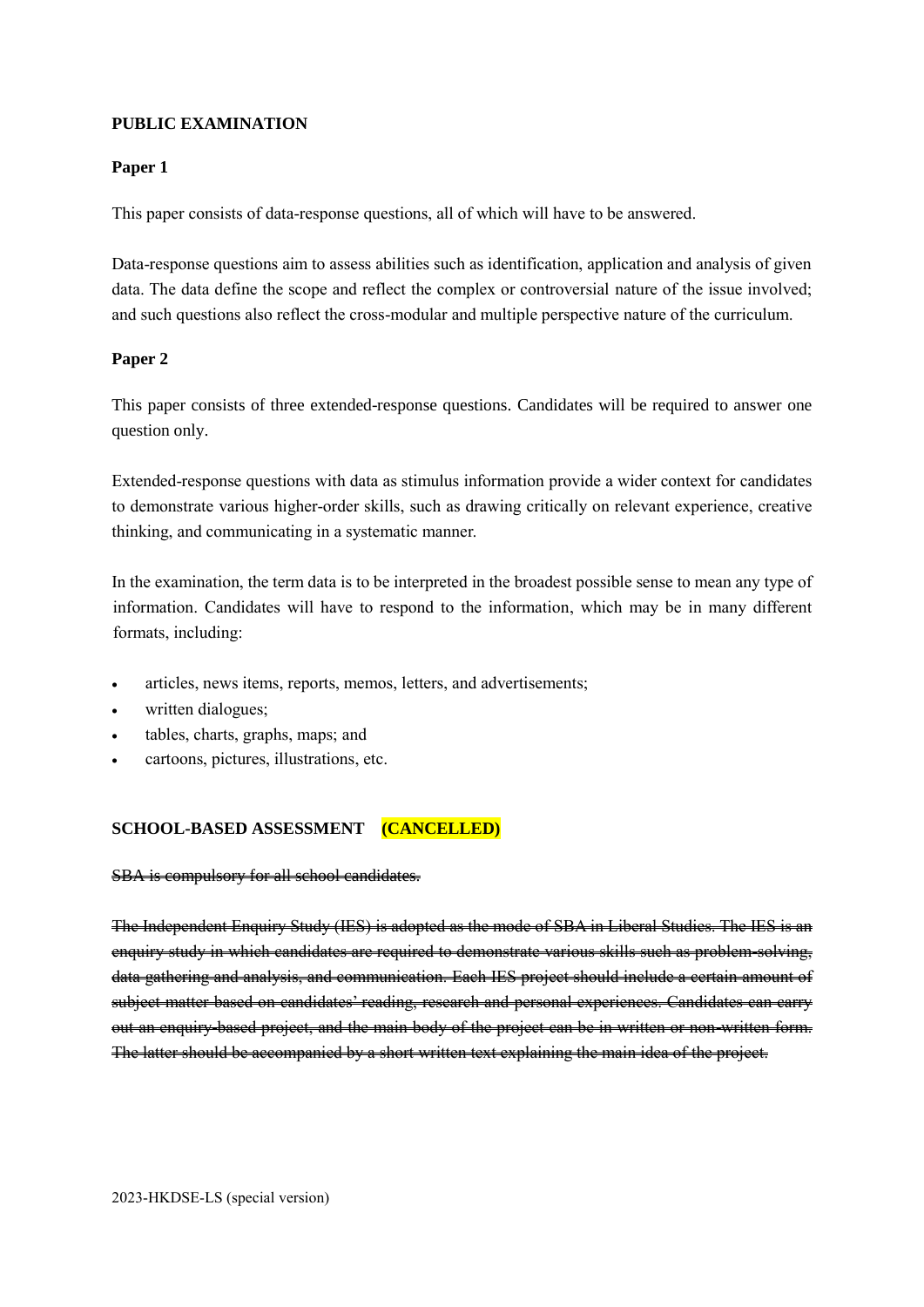**PUBLIC EXAMINATION**

**Paper 1**

This paper consists of data-response questions, all of which will have to be answered.

Data-response questions aim to assess abilities such as identification, application and analysis of given data. The data define the scope and reflect the complex or controversial nature of the issue involved; and such questions also reflect the cross-modular and multiple perspective nature of the curriculum.

**Paper 2**

This paper consists of three extended-response questions. Candidates will be required to answer one question only.

Extended-response questions with data as stimulus information provide a wider context for candidates to demonstrate various higher-order skills, such as drawing critically on relevant experience, creative thinking, and communicating in a systematic manner.

In the examination, the term data is to be interpreted in the broadest possible sense to mean any type of information. Candidates will have to respond to the information, which may be in many different formats, including:

- articles, news items, reports, memos, letters, and advertisements;
- written dialogues;
- tables, charts, graphs, maps; and
- cartoons, pictures, illustrations, etc.

**SCHOOL-BASED ASSESSMENT (CANCELLED)**

~~SBA is compulsory for all school candidates.~~

~~The Independent Enquiry Study (IES) is adopted as the mode of SBA in Liberal Studies. The IES is an enquiry study in which candidates are required to demonstrate various skills such as problem-solving, data gathering and analysis, and communication. Each IES project should include a certain amount of subject matter based on candidates' reading, research and personal experiences. Candidates can carry out an enquiry-based project, and the main body of the project can be in written or non-written form. The latter should be accompanied by a short written text explaining the main idea of the project.~~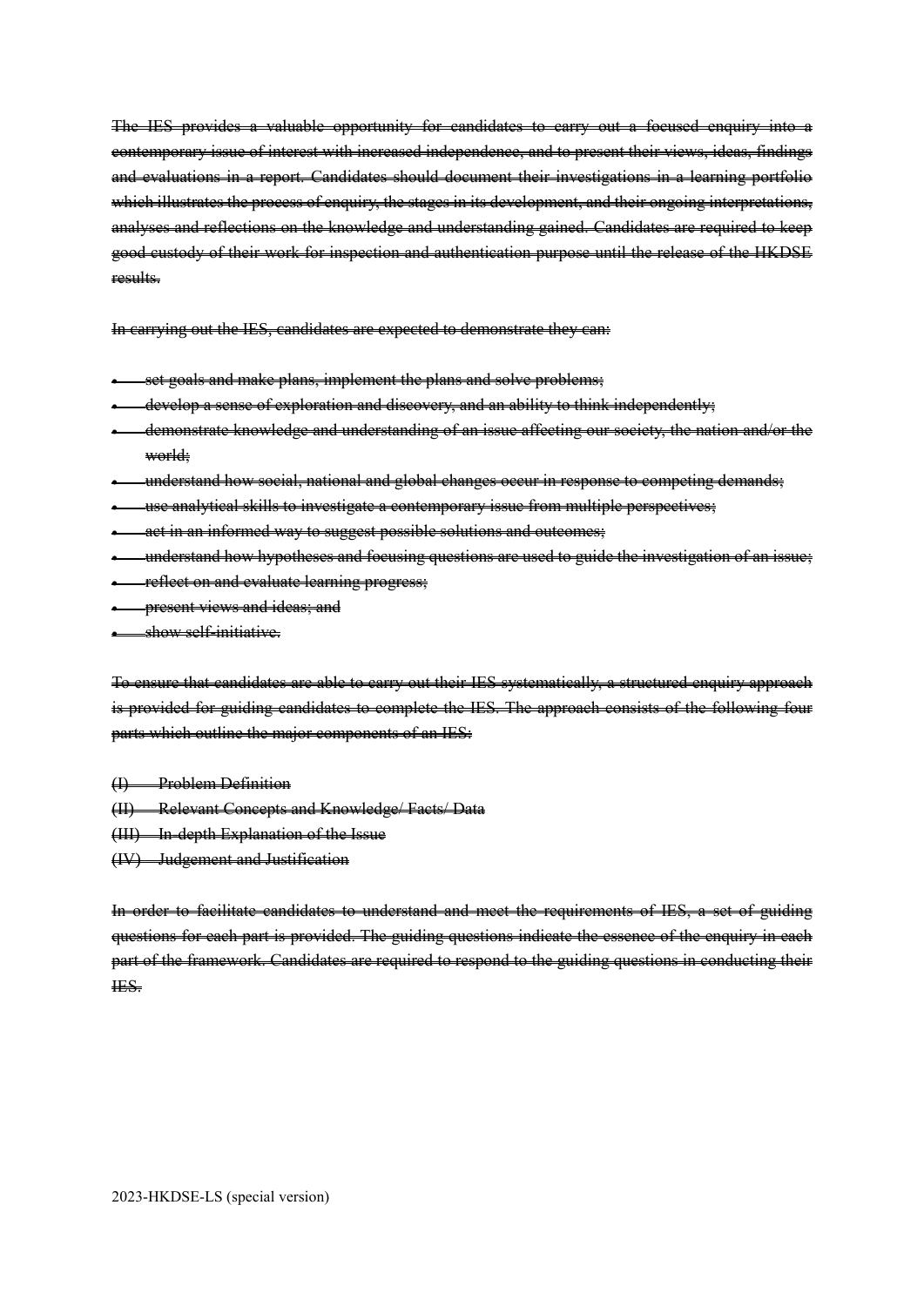~~The IES provides a valuable opportunity for candidates to carry out a focused enquiry into a contemporary issue of interest with increased independence, and to present their views, ideas, findings and evaluations in a report. Candidates should document their investigations in a learning portfolio which illustrates the process of enquiry, the stages in its development, and their ongoing interpretations, analyses and reflections on the knowledge and understanding gained. Candidates are required to keep good custody of their work for inspection and authentication purpose until the release of the HKDSE results.~~

~~In carrying out the IES, candidates are expected to demonstrate they can:~~

- ~~set goals and make plans, implement the plans and solve problems;~~
- ~~develop a sense of exploration and discovery, and an ability to think independently;~~
- ~~demonstrate knowledge and understanding of an issue affecting our society, the nation and/or the world;~~
- ~~understand how social, national and global changes occur in response to competing demands;~~
- ~~use analytical skills to investigate a contemporary issue from multiple perspectives;~~
- ~~act in an informed way to suggest possible solutions and outcomes;~~
- ~~understand how hypotheses and focusing questions are used to guide the investigation of an issue;~~
- ~~reflect on and evaluate learning progress;~~
- ~~present views and ideas; and~~
- ~~show self-initiative.~~

~~To ensure that candidates are able to carry out their IES systematically, a structured enquiry approach is provided for guiding candidates to complete the IES. The approach consists of the following four parts which outline the major components of an IES:~~

~~(I) Problem Definition~~
~~(II) Relevant Concepts and Knowledge/ Facts/ Data~~
~~(III) In-depth Explanation of the Issue~~
~~(IV) Judgement and Justification~~

~~In order to facilitate candidates to understand and meet the requirements of IES, a set of guiding questions for each part is provided. The guiding questions indicate the essence of the enquiry in each part of the framework. Candidates are required to respond to the guiding questions in conducting their IES.~~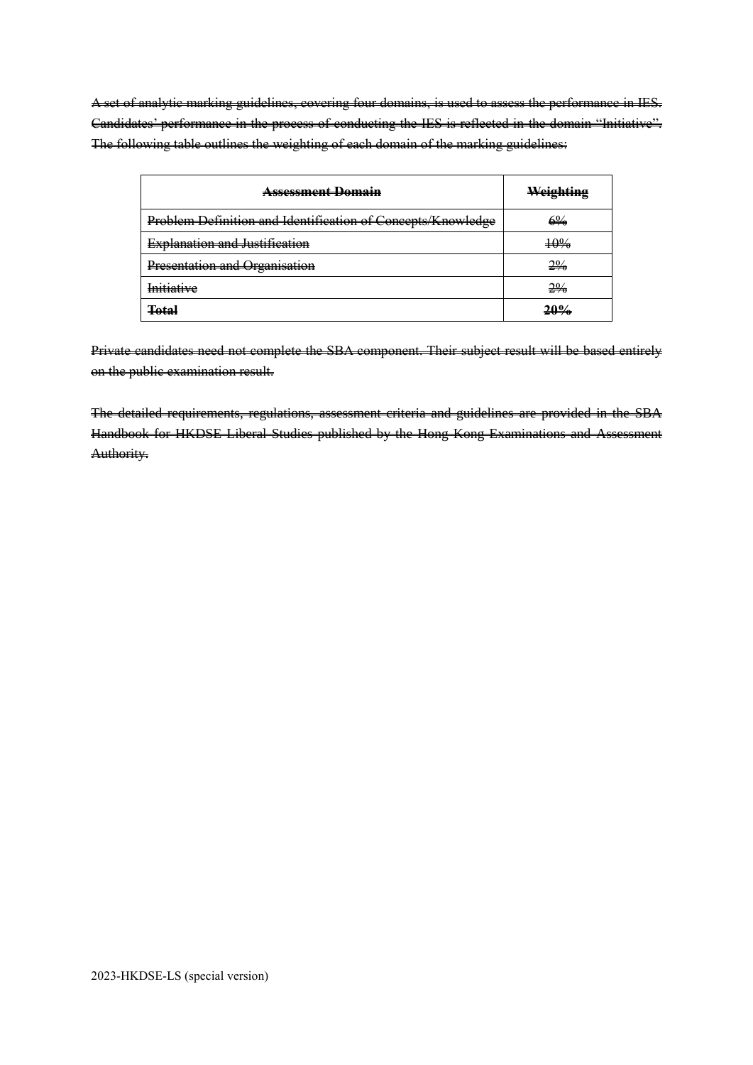~~A set of analytic marking guidelines, covering four domains, is used to assess the performance in IES. Candidates' performance in the process of conducting the IES is reflected in the domain "Initiative". The following table outlines the weighting of each domain of the marking guidelines:~~

| ~~**Assessment Domain**~~ | ~~**Weighting**~~ |
|---|---|
| ~~Problem Definition and Identification of Concepts/Knowledge~~ | ~~6%~~ |
| ~~Explanation and Justification~~ | ~~10%~~ |
| ~~Presentation and Organisation~~ | ~~2%~~ |
| ~~Initiative~~ | ~~2%~~ |
| ~~**Total**~~ | ~~**20%**~~ |

~~Private candidates need not complete the SBA component. Their subject result will be based entirely on the public examination result.~~

~~The detailed requirements, regulations, assessment criteria and guidelines are provided in the SBA Handbook for HKDSE Liberal Studies published by the Hong Kong Examinations and Assessment Authority.~~